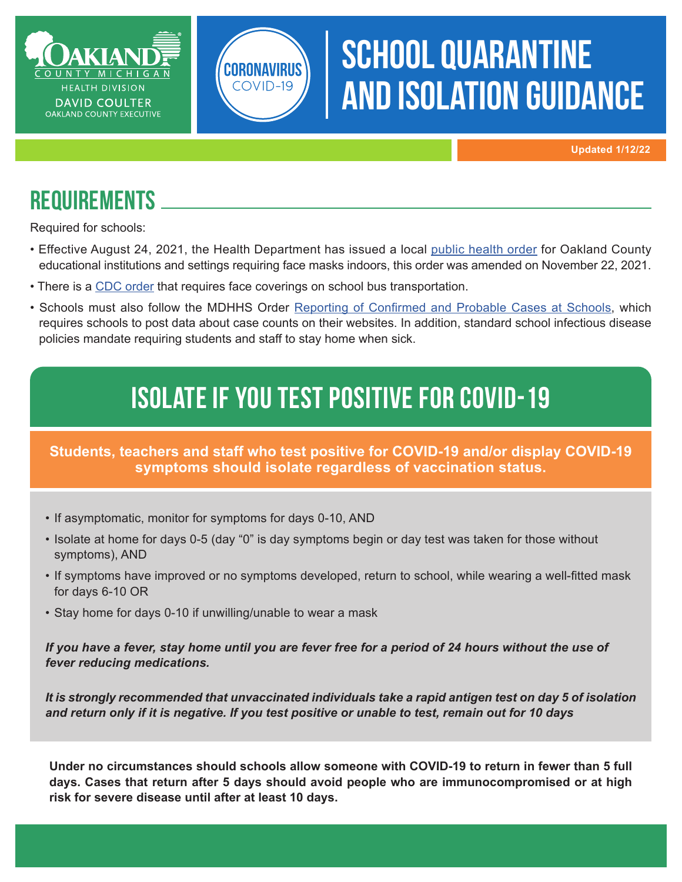OAKLAND COUNTY MICHIGAN
HEALTH DIVISION
DAVID COULTER
OAKLAND COUNTY EXECUTIVE

CORONAVIRUS COVID-19

# SCHOOL QUARANTINE AND ISOLATION GUIDANCE

**Updated 1/12/22**

## REQUIREMENTS

Required for schools:

- Effective August 24, 2021, the Health Department has issued a local [public health order]() for Oakland County educational institutions and settings requiring face masks indoors, this order was amended on November 22, 2021.
- There is a [CDC order]() that requires face coverings on school bus transportation.
- Schools must also follow the MDHHS Order [Reporting of Confirmed and Probable Cases at Schools](), which requires schools to post data about case counts on their websites. In addition, standard school infectious disease policies mandate requiring students and staff to stay home when sick.

## ISOLATE IF YOU TEST POSITIVE FOR COVID-19

**Students, teachers and staff who test positive for COVID-19 and/or display COVID-19 symptoms should isolate regardless of vaccination status.**

- If asymptomatic, monitor for symptoms for days 0-10, AND
- Isolate at home for days 0-5 (day "0" is day symptoms begin or day test was taken for those without symptoms), AND
- If symptoms have improved or no symptoms developed, return to school, while wearing a well-fitted mask for days 6-10 OR
- Stay home for days 0-10 if unwilling/unable to wear a mask

***If you have a fever, stay home until you are fever free for a period of 24 hours without the use of fever reducing medications.***

***It is strongly recommended that unvaccinated individuals take a rapid antigen test on day 5 of isolation and return only if it is negative. If you test positive or unable to test, remain out for 10 days***

**Under no circumstances should schools allow someone with COVID-19 to return in fewer than 5 full days. Cases that return after 5 days should avoid people who are immunocompromised or at high risk for severe disease until after at least 10 days.**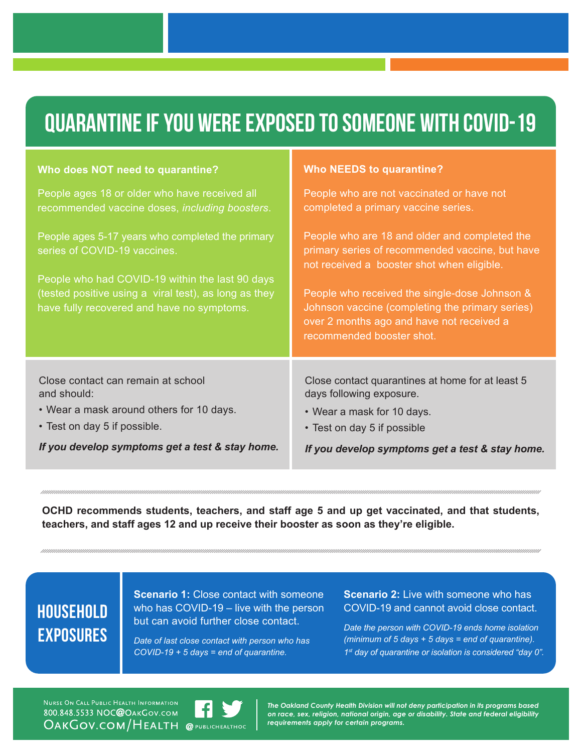# QUARANTINE IF YOU WERE EXPOSED TO SOMEONE WITH COVID-19

## Who does NOT need to quarantine?

People ages 18 or older who have received all recommended vaccine doses, *including boosters*.

People ages 5-17 years who completed the primary series of COVID-19 vaccines.

People who had COVID-19 within the last 90 days (tested positive using a viral test), as long as they have fully recovered and have no symptoms.

Close contact can remain at school and should:

- Wear a mask around others for 10 days.
- Test on day 5 if possible.

***If you develop symptoms get a test & stay home.***

## Who NEEDS to quarantine?

People who are not vaccinated or have not completed a primary vaccine series.

People who are 18 and older and completed the primary series of recommended vaccine, but have not received a booster shot when eligible.

People who received the single-dose Johnson & Johnson vaccine (completing the primary series) over 2 months ago and have not received a recommended booster shot.

Close contact quarantines at home for at least 5 days following exposure.

- Wear a mask for 10 days.
- Test on day 5 if possible

***If you develop symptoms get a test & stay home.***

---

**OCHD recommends students, teachers, and staff age 5 and up get vaccinated, and that students, teachers, and staff ages 12 and up receive their booster as soon as they're eligible.**

---

## HOUSEHOLD EXPOSURES

**Scenario 1:** Close contact with someone who has COVID-19 – live with the person but can avoid further close contact.

*Date of last close contact with person who has COVID-19 + 5 days = end of quarantine.*

**Scenario 2:** Live with someone who has COVID-19 and cannot avoid close contact.

*Date the person with COVID-19 ends home isolation (minimum of 5 days + 5 days = end of quarantine). 1st day of quarantine or isolation is considered "day 0".*

Nurse On Call Public Health Information
800.848.5533 NOC@OakGov.com
OakGov.com/Health
@publichealthoc

*The Oakland County Health Division will not deny participation in its programs based on race, sex, religion, national origin, age or disability. State and federal eligibility requirements apply for certain programs.*